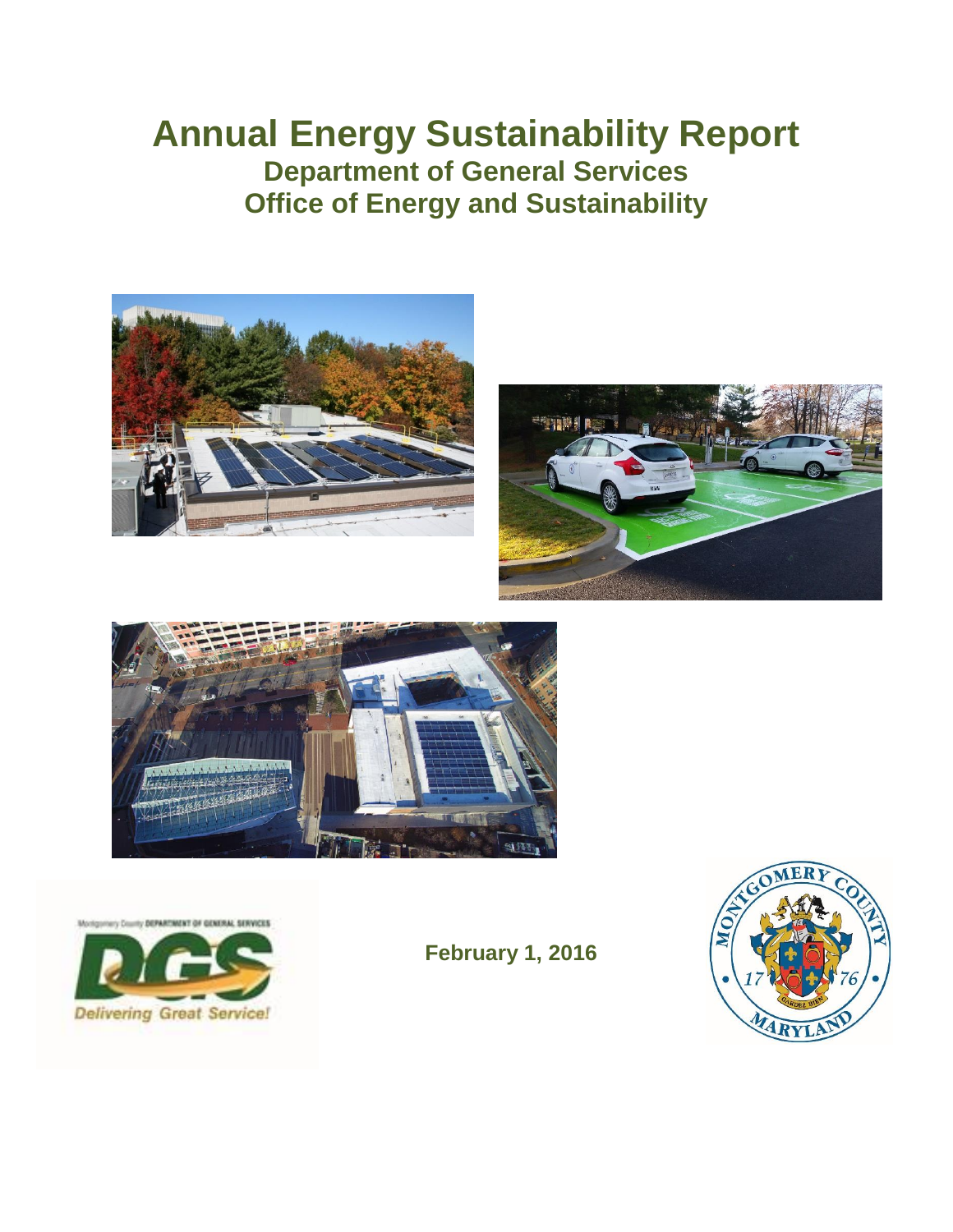# Annual Energy Sustainability Report

## Department of General Services

## Office of Energy and Sustainability

**February 1, 2016**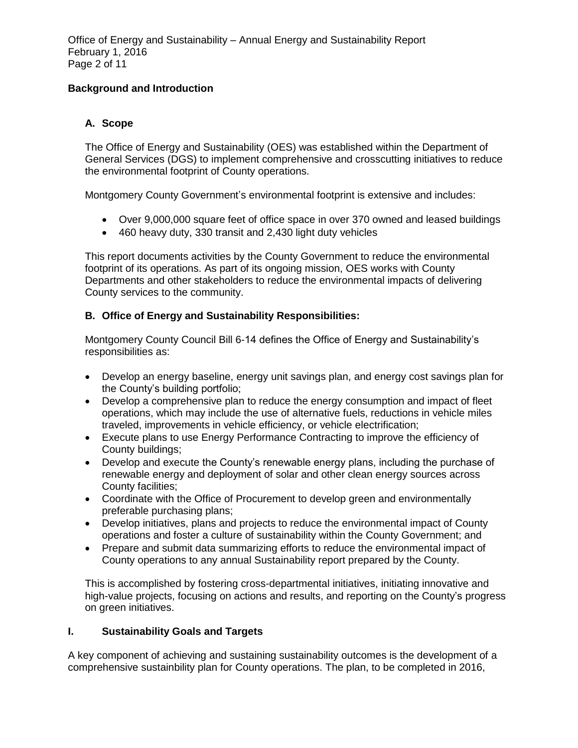## Background and Introduction

### A. Scope

The Office of Energy and Sustainability (OES) was established within the Department of General Services (DGS) to implement comprehensive and crosscutting initiatives to reduce the environmental footprint of County operations.

Montgomery County Government's environmental footprint is extensive and includes:

- Over 9,000,000 square feet of office space in over 370 owned and leased buildings
- 460 heavy duty, 330 transit and 2,430 light duty vehicles

This report documents activities by the County Government to reduce the environmental footprint of its operations. As part of its ongoing mission, OES works with County Departments and other stakeholders to reduce the environmental impacts of delivering County services to the community.

### B. Office of Energy and Sustainability Responsibilities:

Montgomery County Council Bill 6-14 defines the Office of Energy and Sustainability's responsibilities as:

- Develop an energy baseline, energy unit savings plan, and energy cost savings plan for the County's building portfolio;
- Develop a comprehensive plan to reduce the energy consumption and impact of fleet operations, which may include the use of alternative fuels, reductions in vehicle miles traveled, improvements in vehicle efficiency, or vehicle electrification;
- Execute plans to use Energy Performance Contracting to improve the efficiency of County buildings;
- Develop and execute the County's renewable energy plans, including the purchase of renewable energy and deployment of solar and other clean energy sources across County facilities;
- Coordinate with the Office of Procurement to develop green and environmentally preferable purchasing plans;
- Develop initiatives, plans and projects to reduce the environmental impact of County operations and foster a culture of sustainability within the County Government; and
- Prepare and submit data summarizing efforts to reduce the environmental impact of County operations to any annual Sustainability report prepared by the County.

This is accomplished by fostering cross-departmental initiatives, initiating innovative and high-value projects, focusing on actions and results, and reporting on the County's progress on green initiatives.

## I. Sustainability Goals and Targets

A key component of achieving and sustaining sustainability outcomes is the development of a comprehensive sustainbility plan for County operations. The plan, to be completed in 2016,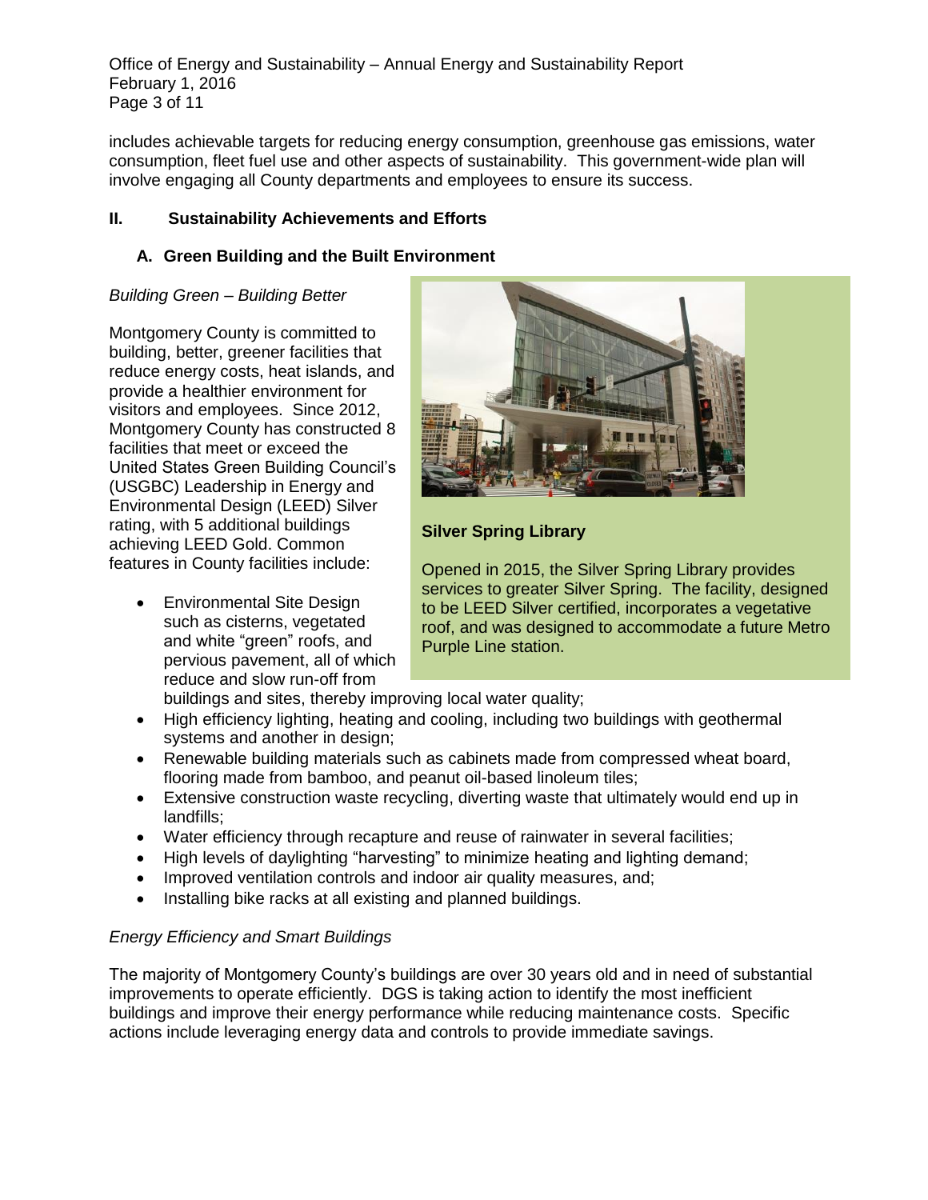includes achievable targets for reducing energy consumption, greenhouse gas emissions, water consumption, fleet fuel use and other aspects of sustainability. This government-wide plan will involve engaging all County departments and employees to ensure its success.

## II. Sustainability Achievements and Efforts

### A. Green Building and the Built Environment

*Building Green – Building Better*

Montgomery County is committed to building, better, greener facilities that reduce energy costs, heat islands, and provide a healthier environment for visitors and employees. Since 2012, Montgomery County has constructed 8 facilities that meet or exceed the United States Green Building Council's (USGBC) Leadership in Energy and Environmental Design (LEED) Silver rating, with 5 additional buildings achieving LEED Gold. Common features in County facilities include:

- Environmental Site Design such as cisterns, vegetated and white "green" roofs, and pervious pavement, all of which reduce and slow run-off from buildings and sites, thereby improving local water quality;
- High efficiency lighting, heating and cooling, including two buildings with geothermal systems and another in design;
- Renewable building materials such as cabinets made from compressed wheat board, flooring made from bamboo, and peanut oil-based linoleum tiles;
- Extensive construction waste recycling, diverting waste that ultimately would end up in landfills;
- Water efficiency through recapture and reuse of rainwater in several facilities;
- High levels of daylighting "harvesting" to minimize heating and lighting demand;
- Improved ventilation controls and indoor air quality measures, and;
- Installing bike racks at all existing and planned buildings.

**Silver Spring Library**

Opened in 2015, the Silver Spring Library provides services to greater Silver Spring. The facility, designed to be LEED Silver certified, incorporates a vegetative roof, and was designed to accommodate a future Metro Purple Line station.

*Energy Efficiency and Smart Buildings*

The majority of Montgomery County's buildings are over 30 years old and in need of substantial improvements to operate efficiently. DGS is taking action to identify the most inefficient buildings and improve their energy performance while reducing maintenance costs. Specific actions include leveraging energy data and controls to provide immediate savings.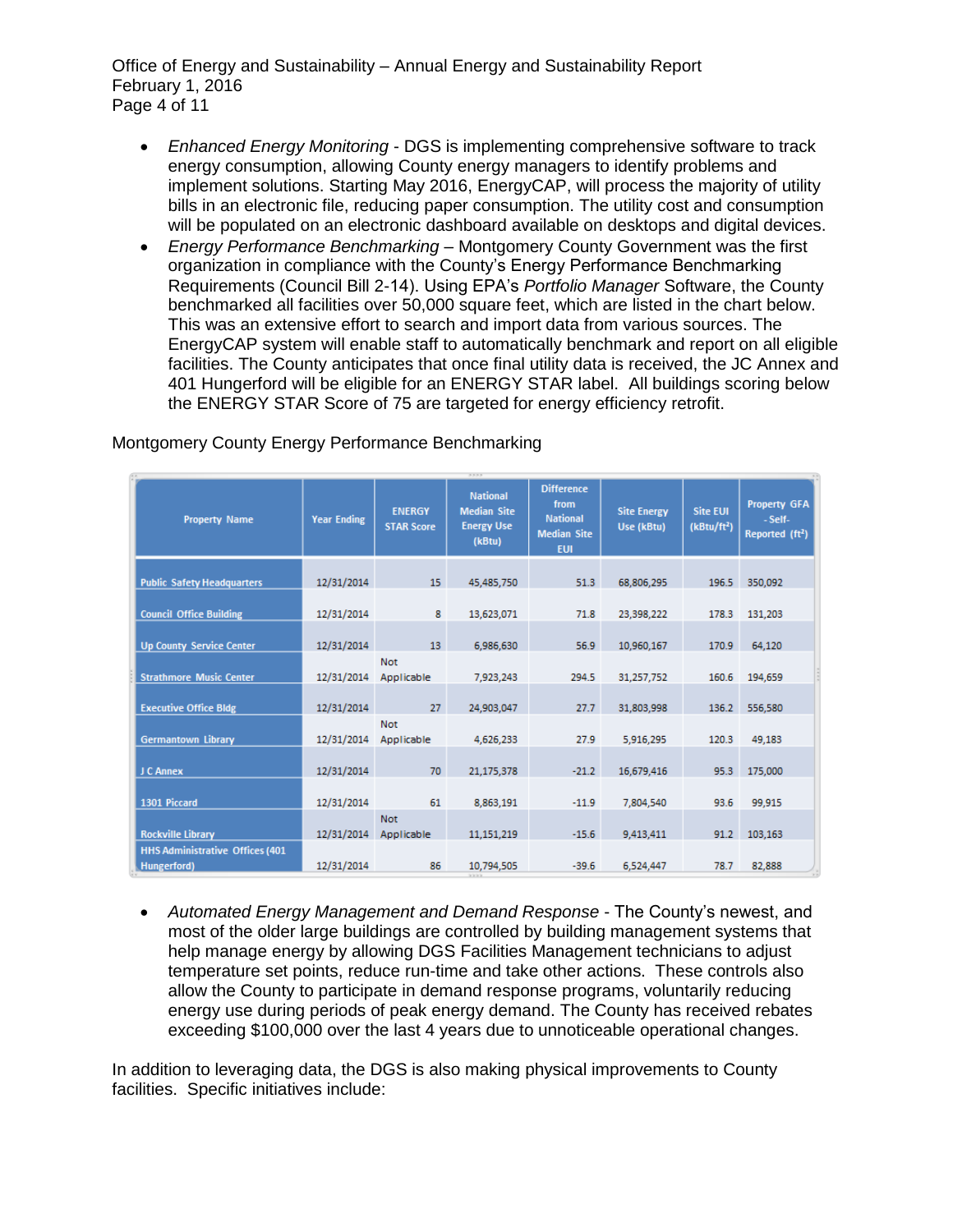- *Enhanced Energy Monitoring* - DGS is implementing comprehensive software to track energy consumption, allowing County energy managers to identify problems and implement solutions. Starting May 2016, EnergyCAP, will process the majority of utility bills in an electronic file, reducing paper consumption. The utility cost and consumption will be populated on an electronic dashboard available on desktops and digital devices.
- *Energy Performance Benchmarking* – Montgomery County Government was the first organization in compliance with the County's Energy Performance Benchmarking Requirements (Council Bill 2-14). Using EPA's *Portfolio Manager* Software, the County benchmarked all facilities over 50,000 square feet, which are listed in the chart below. This was an extensive effort to search and import data from various sources. The EnergyCAP system will enable staff to automatically benchmark and report on all eligible facilities. The County anticipates that once final utility data is received, the JC Annex and 401 Hungerford will be eligible for an ENERGY STAR label. All buildings scoring below the ENERGY STAR Score of 75 are targeted for energy efficiency retrofit.

Montgomery County Energy Performance Benchmarking

| Property Name | Year Ending | ENERGY STAR Score | National Median Site Energy Use (kBtu) | Difference from National Median Site EUI | Site Energy Use (kBtu) | Site EUI (kBtu/ft²) | Property GFA - Self-Reported (ft²) |
|---|---|---|---|---|---|---|---|
| Public Safety Headquarters | 12/31/2014 | 15 | 45,485,750 | 51.3 | 68,806,295 | 196.5 | 350,092 |
| Council Office Building | 12/31/2014 | 8 | 13,623,071 | 71.8 | 23,398,222 | 178.3 | 131,203 |
| Up County Service Center | 12/31/2014 | 13 | 6,986,630 | 56.9 | 10,960,167 | 170.9 | 64,120 |
| Strathmore Music Center | 12/31/2014 | Not Applicable | 7,923,243 | 294.5 | 31,257,752 | 160.6 | 194,659 |
| Executive Office Bldg | 12/31/2014 | 27 | 24,903,047 | 27.7 | 31,803,998 | 136.2 | 556,580 |
| Germantown Library | 12/31/2014 | Not Applicable | 4,626,233 | 27.9 | 5,916,295 | 120.3 | 49,183 |
| J C Annex | 12/31/2014 | 70 | 21,175,378 | -21.2 | 16,679,416 | 95.3 | 175,000 |
| 1301 Piccard | 12/31/2014 | 61 | 8,863,191 | -11.9 | 7,804,540 | 93.6 | 99,915 |
| Rockville Library | 12/31/2014 | Not Applicable | 11,151,219 | -15.6 | 9,413,411 | 91.2 | 103,163 |
| HHS Administrative Offices (401 Hungerford) | 12/31/2014 | 86 | 10,794,505 | -39.6 | 6,524,447 | 78.7 | 82,888 |

- *Automated Energy Management and Demand Response* - The County's newest, and most of the older large buildings are controlled by building management systems that help manage energy by allowing DGS Facilities Management technicians to adjust temperature set points, reduce run-time and take other actions. These controls also allow the County to participate in demand response programs, voluntarily reducing energy use during periods of peak energy demand. The County has received rebates exceeding $100,000 over the last 4 years due to unnoticeable operational changes.

In addition to leveraging data, the DGS is also making physical improvements to County facilities. Specific initiatives include: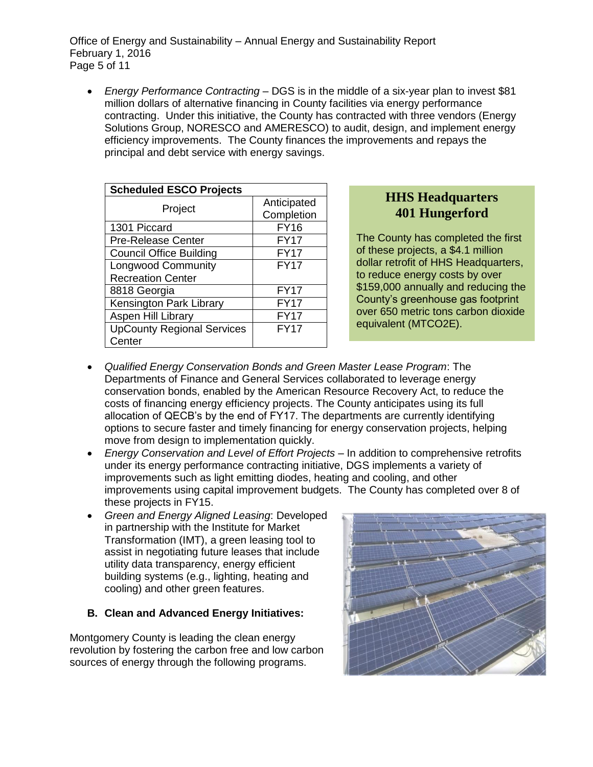- *Energy Performance Contracting* – DGS is in the middle of a six-year plan to invest $81 million dollars of alternative financing in County facilities via energy performance contracting. Under this initiative, the County has contracted with three vendors (Energy Solutions Group, NORESCO and AMERESCO) to audit, design, and implement energy efficiency improvements. The County finances the improvements and repays the principal and debt service with energy savings.

| Scheduled ESCO Projects | |
|---|---|
| Project | Anticipated Completion |
| 1301 Piccard | FY16 |
| Pre-Release Center | FY17 |
| Council Office Building | FY17 |
| Longwood Community Recreation Center | FY17 |
| 8818 Georgia | FY17 |
| Kensington Park Library | FY17 |
| Aspen Hill Library | FY17 |
| UpCounty Regional Services Center | FY17 |

**HHS Headquarters**
**401 Hungerford**

The County has completed the first of these projects, a $4.1 million dollar retrofit of HHS Headquarters, to reduce energy costs by over $159,000 annually and reducing the County's greenhouse gas footprint over 650 metric tons carbon dioxide equivalent (MTCO2E).

- *Qualified Energy Conservation Bonds and Green Master Lease Program*: The Departments of Finance and General Services collaborated to leverage energy conservation bonds, enabled by the American Resource Recovery Act, to reduce the costs of financing energy efficiency projects. The County anticipates using its full allocation of QECB's by the end of FY17. The departments are currently identifying options to secure faster and timely financing for energy conservation projects, helping move from design to implementation quickly.
- *Energy Conservation and Level of Effort Projects* – In addition to comprehensive retrofits under its energy performance contracting initiative, DGS implements a variety of improvements such as light emitting diodes, heating and cooling, and other improvements using capital improvement budgets. The County has completed over 8 of these projects in FY15.
- *Green and Energy Aligned Leasing*: Developed in partnership with the Institute for Market Transformation (IMT), a green leasing tool to assist in negotiating future leases that include utility data transparency, energy efficient building systems (e.g., lighting, heating and cooling) and other green features.

### B. Clean and Advanced Energy Initiatives:

Montgomery County is leading the clean energy revolution by fostering the carbon free and low carbon sources of energy through the following programs.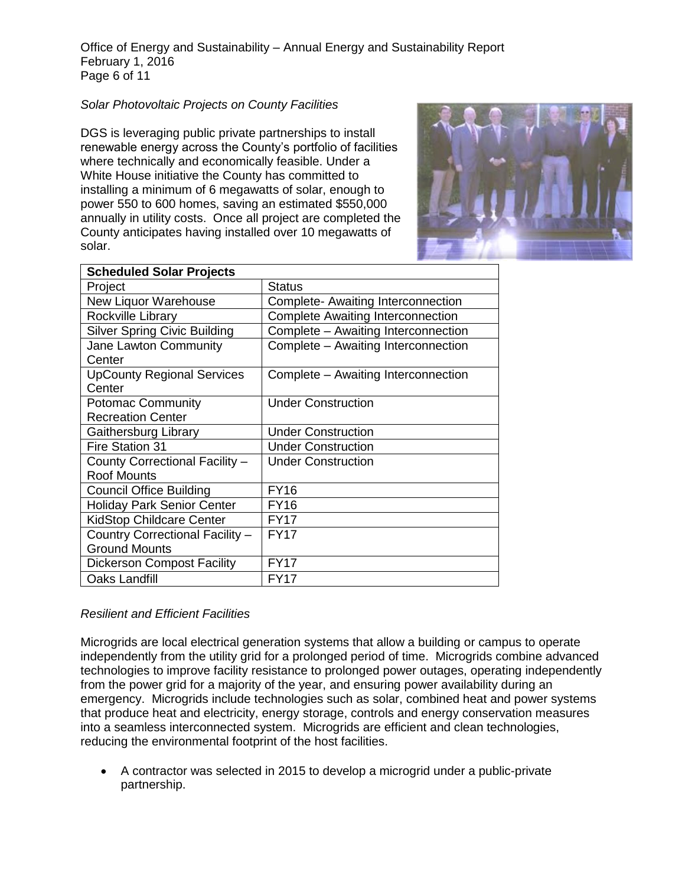*Solar Photovoltaic Projects on County Facilities*

DGS is leveraging public private partnerships to install renewable energy across the County's portfolio of facilities where technically and economically feasible. Under a White House initiative the County has committed to installing a minimum of 6 megawatts of solar, enough to power 550 to 600 homes, saving an estimated $550,000 annually in utility costs. Once all project are completed the County anticipates having installed over 10 megawatts of solar.

| **Scheduled Solar Projects** | |
|---|---|
| Project | Status |
| New Liquor Warehouse | Complete- Awaiting Interconnection |
| Rockville Library | Complete Awaiting Interconnection |
| Silver Spring Civic Building | Complete – Awaiting Interconnection |
| Jane Lawton Community Center | Complete – Awaiting Interconnection |
| UpCounty Regional Services Center | Complete – Awaiting Interconnection |
| Potomac Community Recreation Center | Under Construction |
| Gaithersburg Library | Under Construction |
| Fire Station 31 | Under Construction |
| County Correctional Facility – Roof Mounts | Under Construction |
| Council Office Building | FY16 |
| Holiday Park Senior Center | FY16 |
| KidStop Childcare Center | FY17 |
| Country Correctional Facility – Ground Mounts | FY17 |
| Dickerson Compost Facility | FY17 |
| Oaks Landfill | FY17 |

*Resilient and Efficient Facilities*

Microgrids are local electrical generation systems that allow a building or campus to operate independently from the utility grid for a prolonged period of time. Microgrids combine advanced technologies to improve facility resistance to prolonged power outages, operating independently from the power grid for a majority of the year, and ensuring power availability during an emergency. Microgrids include technologies such as solar, combined heat and power systems that produce heat and electricity, energy storage, controls and energy conservation measures into a seamless interconnected system. Microgrids are efficient and clean technologies, reducing the environmental footprint of the host facilities.

- A contractor was selected in 2015 to develop a microgrid under a public-private partnership.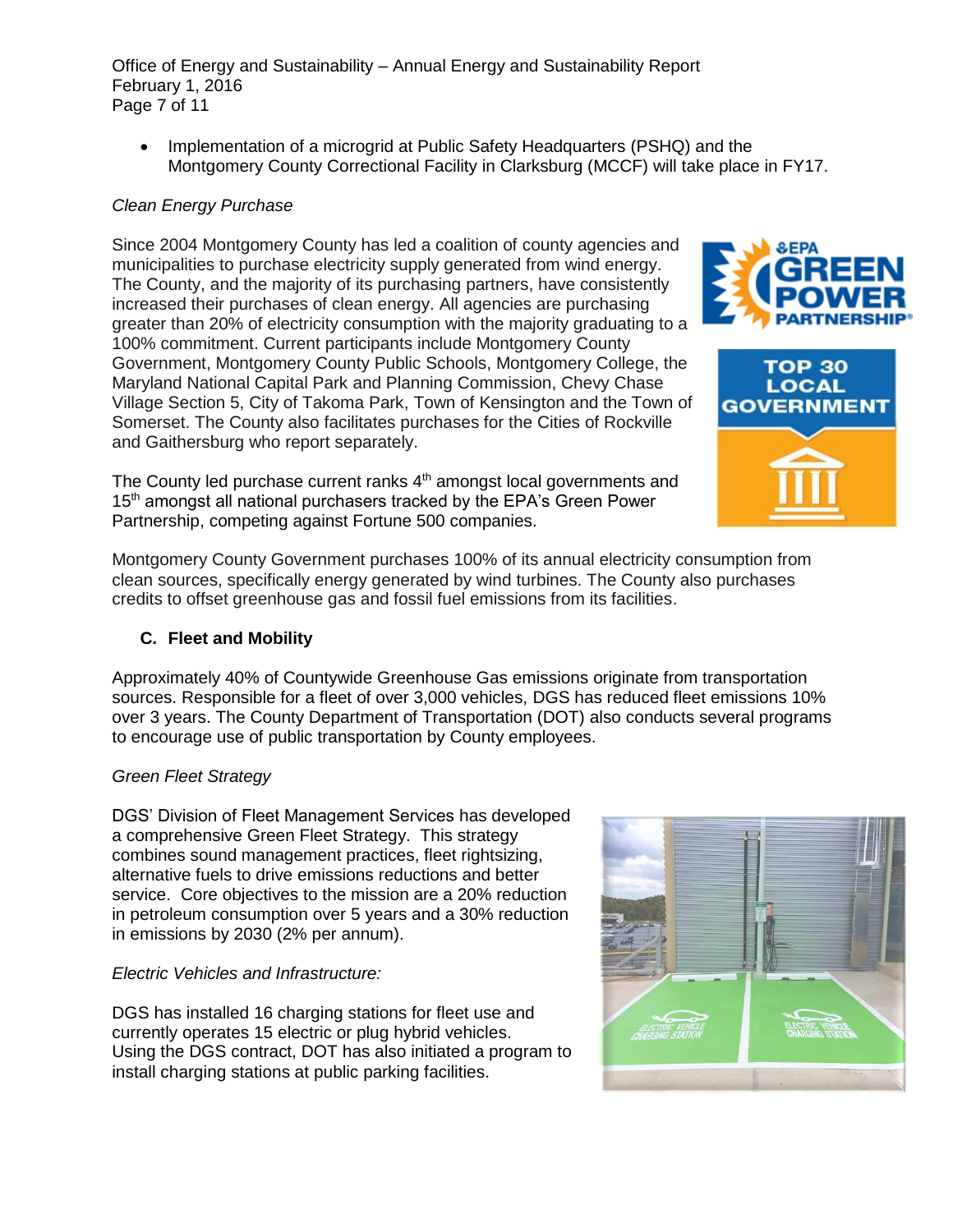- Implementation of a microgrid at Public Safety Headquarters (PSHQ) and the Montgomery County Correctional Facility in Clarksburg (MCCF) will take place in FY17.

*Clean Energy Purchase*

Since 2004 Montgomery County has led a coalition of county agencies and municipalities to purchase electricity supply generated from wind energy. The County, and the majority of its purchasing partners, have consistently increased their purchases of clean energy. All agencies are purchasing greater than 20% of electricity consumption with the majority graduating to a 100% commitment. Current participants include Montgomery County Government, Montgomery County Public Schools, Montgomery College, the Maryland National Capital Park and Planning Commission, Chevy Chase Village Section 5, City of Takoma Park, Town of Kensington and the Town of Somerset. The County also facilitates purchases for the Cities of Rockville and Gaithersburg who report separately.

The County led purchase current ranks 4th amongst local governments and 15th amongst all national purchasers tracked by the EPA's Green Power Partnership, competing against Fortune 500 companies.

Montgomery County Government purchases 100% of its annual electricity consumption from clean sources, specifically energy generated by wind turbines. The County also purchases credits to offset greenhouse gas and fossil fuel emissions from its facilities.

### C. Fleet and Mobility

Approximately 40% of Countywide Greenhouse Gas emissions originate from transportation sources. Responsible for a fleet of over 3,000 vehicles, DGS has reduced fleet emissions 10% over 3 years. The County Department of Transportation (DOT) also conducts several programs to encourage use of public transportation by County employees.

*Green Fleet Strategy*

DGS' Division of Fleet Management Services has developed a comprehensive Green Fleet Strategy. This strategy combines sound management practices, fleet rightsizing, alternative fuels to drive emissions reductions and better service. Core objectives to the mission are a 20% reduction in petroleum consumption over 5 years and a 30% reduction in emissions by 2030 (2% per annum).

*Electric Vehicles and Infrastructure:*

DGS has installed 16 charging stations for fleet use and currently operates 15 electric or plug hybrid vehicles. Using the DGS contract, DOT has also initiated a program to install charging stations at public parking facilities.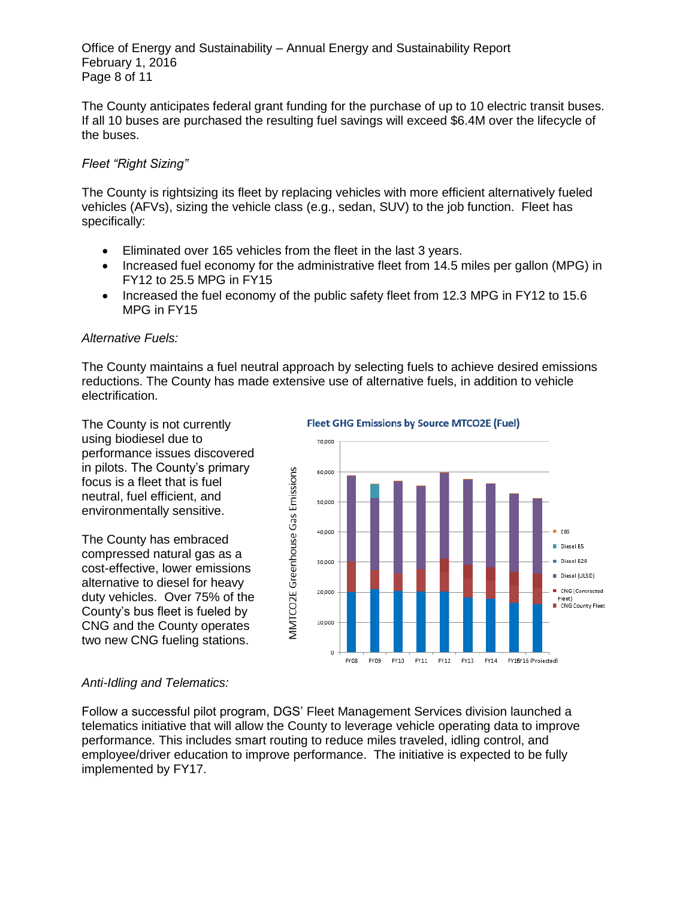The County anticipates federal grant funding for the purchase of up to 10 electric transit buses. If all 10 buses are purchased the resulting fuel savings will exceed $6.4M over the lifecycle of the buses.

*Fleet "Right Sizing"*

The County is rightsizing its fleet by replacing vehicles with more efficient alternatively fueled vehicles (AFVs), sizing the vehicle class (e.g., sedan, SUV) to the job function. Fleet has specifically:

- Eliminated over 165 vehicles from the fleet in the last 3 years.
- Increased fuel economy for the administrative fleet from 14.5 miles per gallon (MPG) in FY12 to 25.5 MPG in FY15
- Increased the fuel economy of the public safety fleet from 12.3 MPG in FY12 to 15.6 MPG in FY15

*Alternative Fuels:*

The County maintains a fuel neutral approach by selecting fuels to achieve desired emissions reductions. The County has made extensive use of alternative fuels, in addition to vehicle electrification.

The County is not currently using biodiesel due to performance issues discovered in pilots. The County's primary focus is a fleet that is fuel neutral, fuel efficient, and environmentally sensitive.

The County has embraced compressed natural gas as a cost-effective, lower emissions alternative to diesel for heavy duty vehicles. Over 75% of the County's bus fleet is fueled by CNG and the County operates two new CNG fueling stations.

Fleet GHG Emissions by Source MTCO2E (Fuel)

*Anti-Idling and Telematics:*

Follow a successful pilot program, DGS' Fleet Management Services division launched a telematics initiative that will allow the County to leverage vehicle operating data to improve performance. This includes smart routing to reduce miles traveled, idling control, and employee/driver education to improve performance. The initiative is expected to be fully implemented by FY17.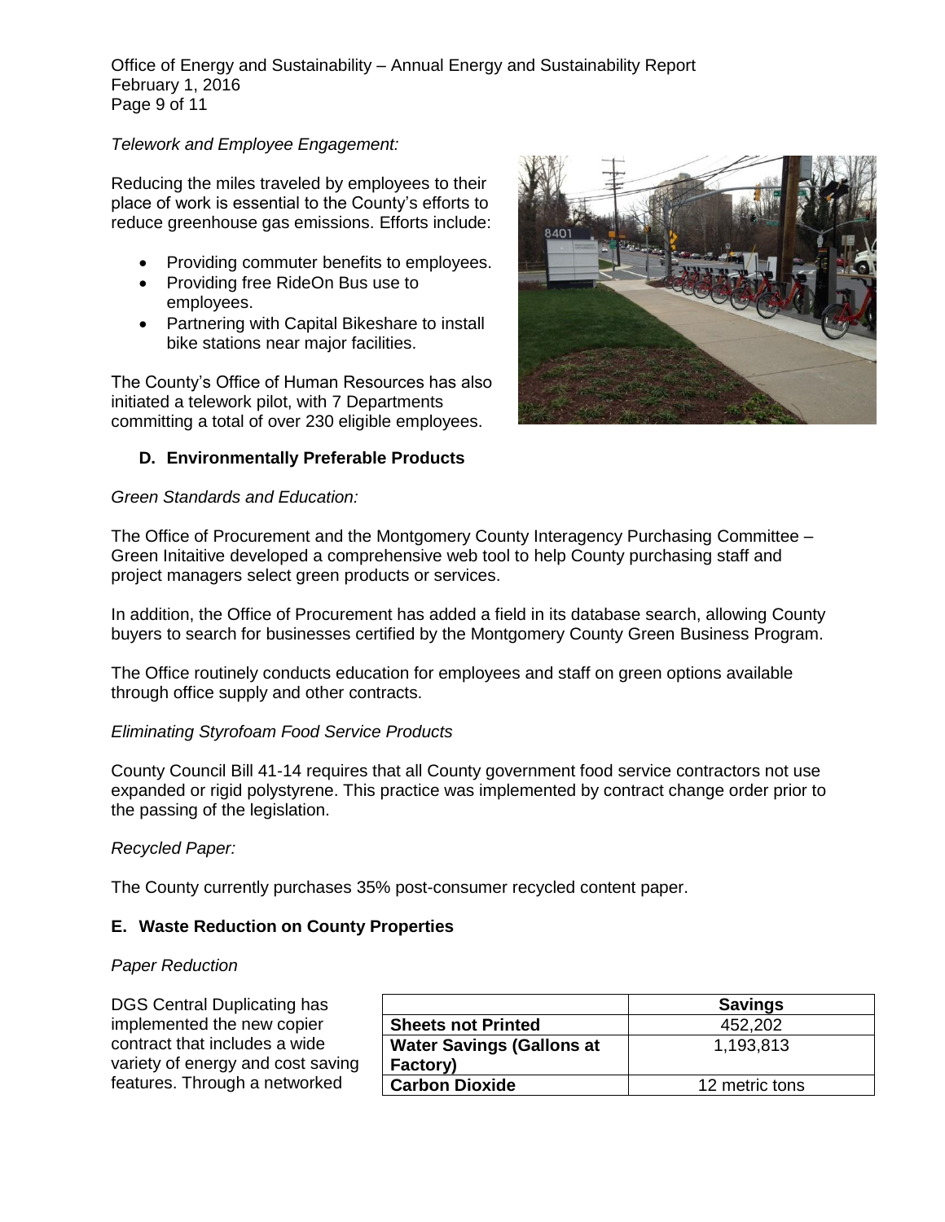*Telework and Employee Engagement:*

Reducing the miles traveled by employees to their place of work is essential to the County's efforts to reduce greenhouse gas emissions. Efforts include:

- Providing commuter benefits to employees.
- Providing free RideOn Bus use to employees.
- Partnering with Capital Bikeshare to install bike stations near major facilities.

The County's Office of Human Resources has also initiated a telework pilot, with 7 Departments committing a total of over 230 eligible employees.

### D. Environmentally Preferable Products

*Green Standards and Education:*

The Office of Procurement and the Montgomery County Interagency Purchasing Committee – Green Initaitive developed a comprehensive web tool to help County purchasing staff and project managers select green products or services.

In addition, the Office of Procurement has added a field in its database search, allowing County buyers to search for businesses certified by the Montgomery County Green Business Program.

The Office routinely conducts education for employees and staff on green options available through office supply and other contracts.

*Eliminating Styrofoam Food Service Products*

County Council Bill 41-14 requires that all County government food service contractors not use expanded or rigid polystyrene. This practice was implemented by contract change order prior to the passing of the legislation.

*Recycled Paper:*

The County currently purchases 35% post-consumer recycled content paper.

### E. Waste Reduction on County Properties

*Paper Reduction*

DGS Central Duplicating has implemented the new copier contract that includes a wide variety of energy and cost saving features. Through a networked

| | Savings |
|---|---|
| **Sheets not Printed** | 452,202 |
| **Water Savings (Gallons at Factory)** | 1,193,813 |
| **Carbon Dioxide** | 12 metric tons |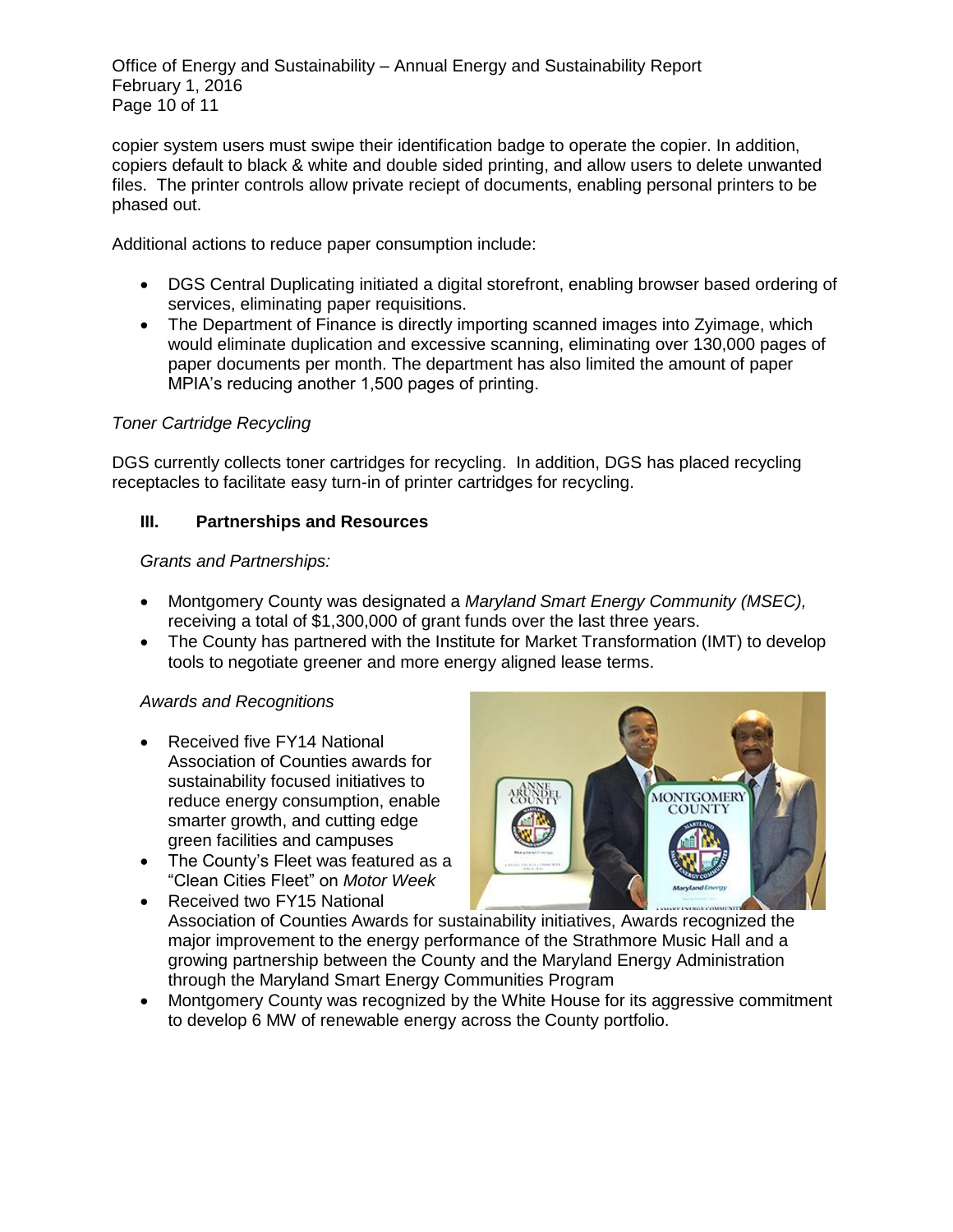copier system users must swipe their identification badge to operate the copier. In addition, copiers default to black & white and double sided printing, and allow users to delete unwanted files. The printer controls allow private reciept of documents, enabling personal printers to be phased out.

Additional actions to reduce paper consumption include:

- DGS Central Duplicating initiated a digital storefront, enabling browser based ordering of services, eliminating paper requisitions.
- The Department of Finance is directly importing scanned images into Zyimage, which would eliminate duplication and excessive scanning, eliminating over 130,000 pages of paper documents per month. The department has also limited the amount of paper MPIA's reducing another 1,500 pages of printing.

*Toner Cartridge Recycling*

DGS currently collects toner cartridges for recycling. In addition, DGS has placed recycling receptacles to facilitate easy turn-in of printer cartridges for recycling.

## III. Partnerships and Resources

*Grants and Partnerships:*

- Montgomery County was designated a *Maryland Smart Energy Community (MSEC),* receiving a total of $1,300,000 of grant funds over the last three years.
- The County has partnered with the Institute for Market Transformation (IMT) to develop tools to negotiate greener and more energy aligned lease terms.

*Awards and Recognitions*

- Received five FY14 National Association of Counties awards for sustainability focused initiatives to reduce energy consumption, enable smarter growth, and cutting edge green facilities and campuses
- The County's Fleet was featured as a "Clean Cities Fleet" on *Motor Week*
- Received two FY15 National Association of Counties Awards for sustainability initiatives, Awards recognized the major improvement to the energy performance of the Strathmore Music Hall and a growing partnership between the County and the Maryland Energy Administration through the Maryland Smart Energy Communities Program
- Montgomery County was recognized by the White House for its aggressive commitment to develop 6 MW of renewable energy across the County portfolio.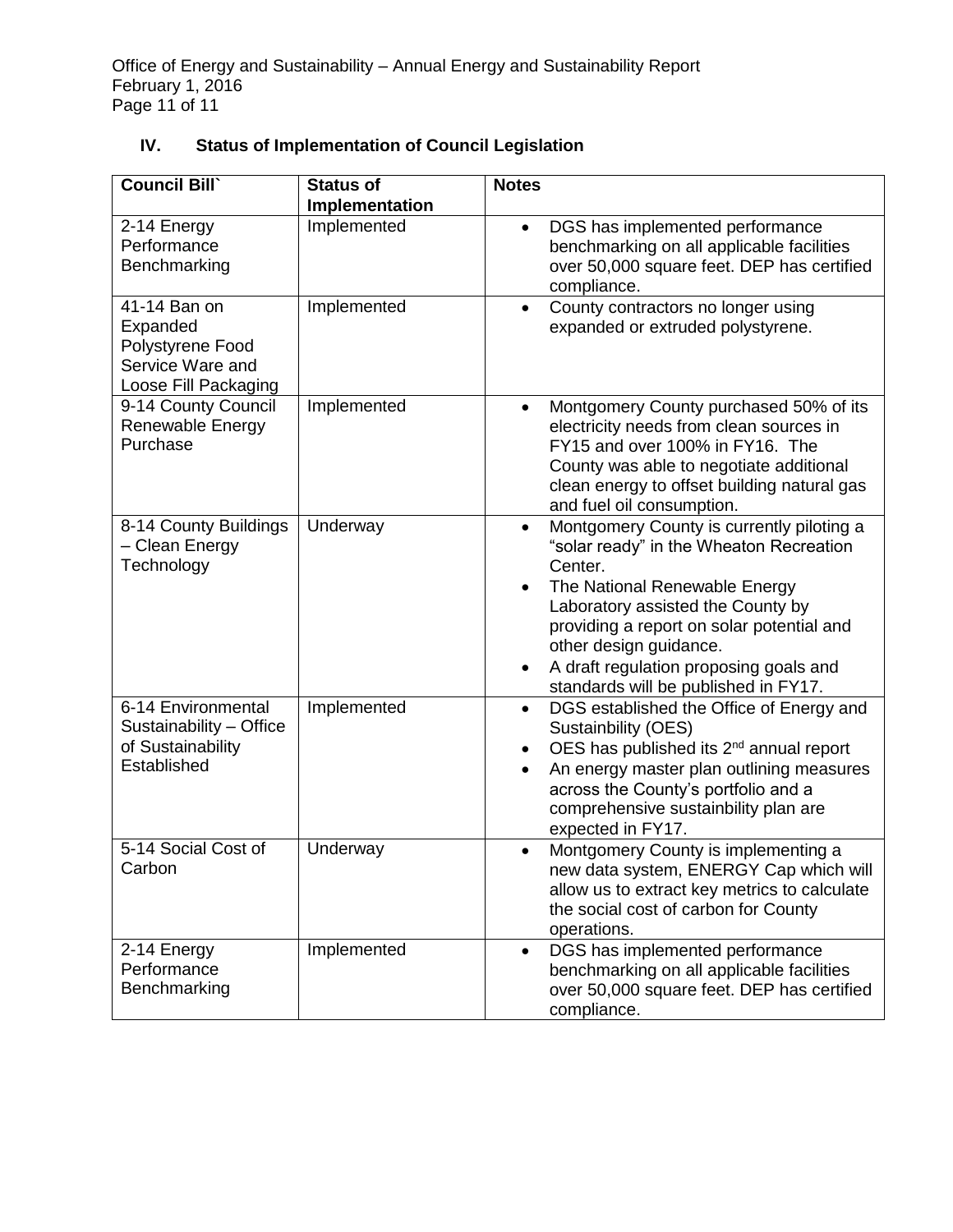## IV. Status of Implementation of Council Legislation

| Council Bill` | Status of Implementation | Notes |
|---|---|---|
| 2-14 Energy Performance Benchmarking | Implemented | • DGS has implemented performance benchmarking on all applicable facilities over 50,000 square feet. DEP has certified compliance. |
| 41-14 Ban on Expanded Polystyrene Food Service Ware and Loose Fill Packaging | Implemented | • County contractors no longer using expanded or extruded polystyrene. |
| 9-14 County Council Renewable Energy Purchase | Implemented | • Montgomery County purchased 50% of its electricity needs from clean sources in FY15 and over 100% in FY16. The County was able to negotiate additional clean energy to offset building natural gas and fuel oil consumption. |
| 8-14 County Buildings – Clean Energy Technology | Underway | • Montgomery County is currently piloting a "solar ready" in the Wheaton Recreation Center.<br>• The National Renewable Energy Laboratory assisted the County by providing a report on solar potential and other design guidance.<br>• A draft regulation proposing goals and standards will be published in FY17. |
| 6-14 Environmental Sustainability – Office of Sustainability Established | Implemented | • DGS established the Office of Energy and Sustainbility (OES)<br>• OES has published its 2nd annual report<br>• An energy master plan outlining measures across the County's portfolio and a comprehensive sustainbility plan are expected in FY17. |
| 5-14 Social Cost of Carbon | Underway | • Montgomery County is implementing a new data system, ENERGY Cap which will allow us to extract key metrics to calculate the social cost of carbon for County operations. |
| 2-14 Energy Performance Benchmarking | Implemented | • DGS has implemented performance benchmarking on all applicable facilities over 50,000 square feet. DEP has certified compliance. |